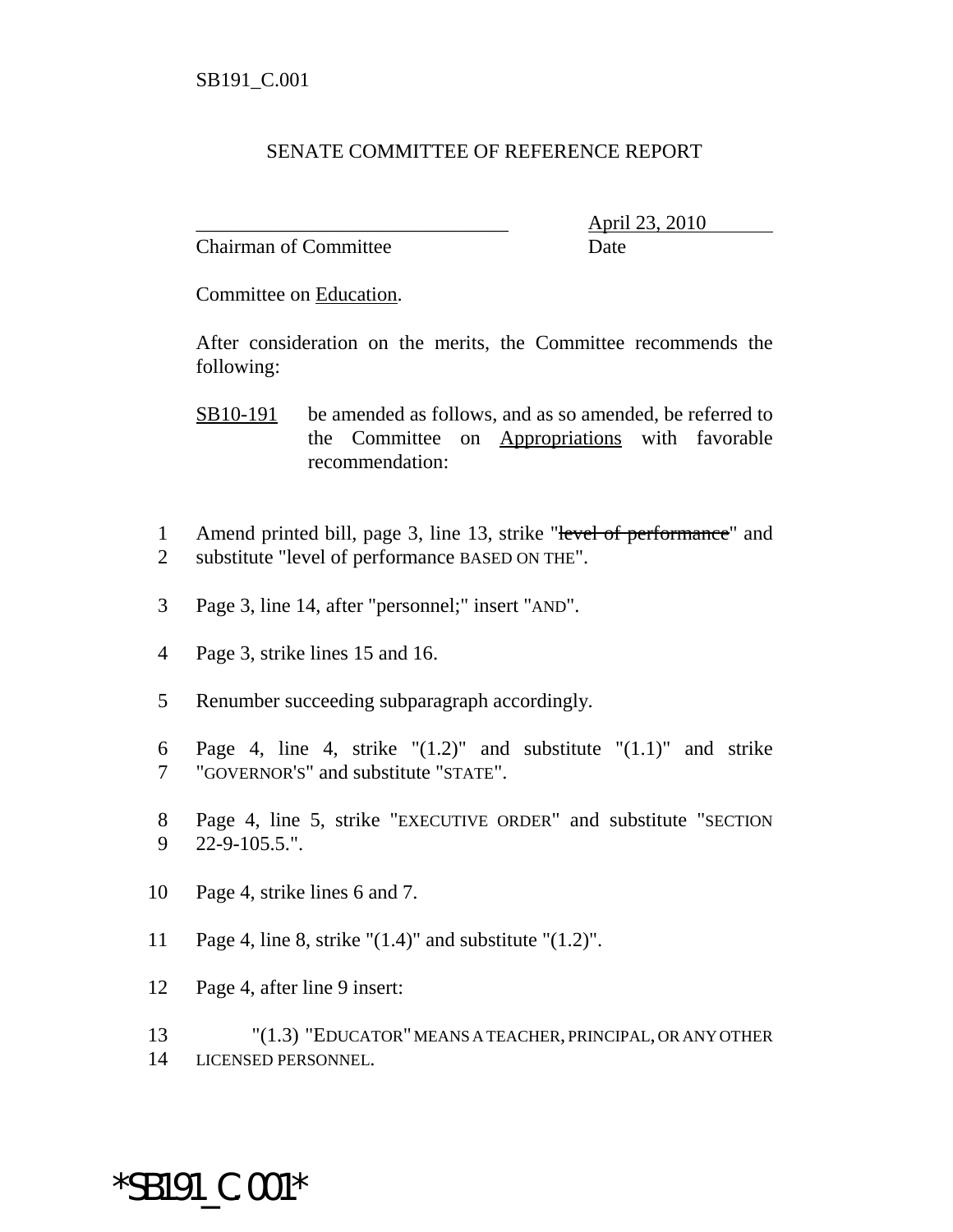SB191_C.001

SENATE COMMITTEE OF REFERENCE REPORT

_______________________________ April 23, 2010
Chairman of Committee Date

Committee on Education.

After consideration on the merits, the Committee recommends the following:

SB10-191 be amended as follows, and as so amended, be referred to the Committee on Appropriations with favorable recommendation:

1 Amend printed bill, page 3, line 13, strike "~~level of performance~~" and
2 substitute "level of performance BASED ON THE".

3 Page 3, line 14, after "personnel;" insert "AND".

4 Page 3, strike lines 15 and 16.

5 Renumber succeeding subparagraph accordingly.

6 Page 4, line 4, strike "(1.2)" and substitute "(1.1)" and strike
7 "GOVERNOR'S" and substitute "STATE".

8 Page 4, line 5, strike "EXECUTIVE ORDER" and substitute "SECTION
9 22-9-105.5.".

10 Page 4, strike lines 6 and 7.

11 Page 4, line 8, strike "(1.4)" and substitute "(1.2)".

12 Page 4, after line 9 insert:

13 "(1.3) "EDUCATOR" MEANS A TEACHER, PRINCIPAL, OR ANY OTHER
14 LICENSED PERSONNEL.

*SB191_C.001*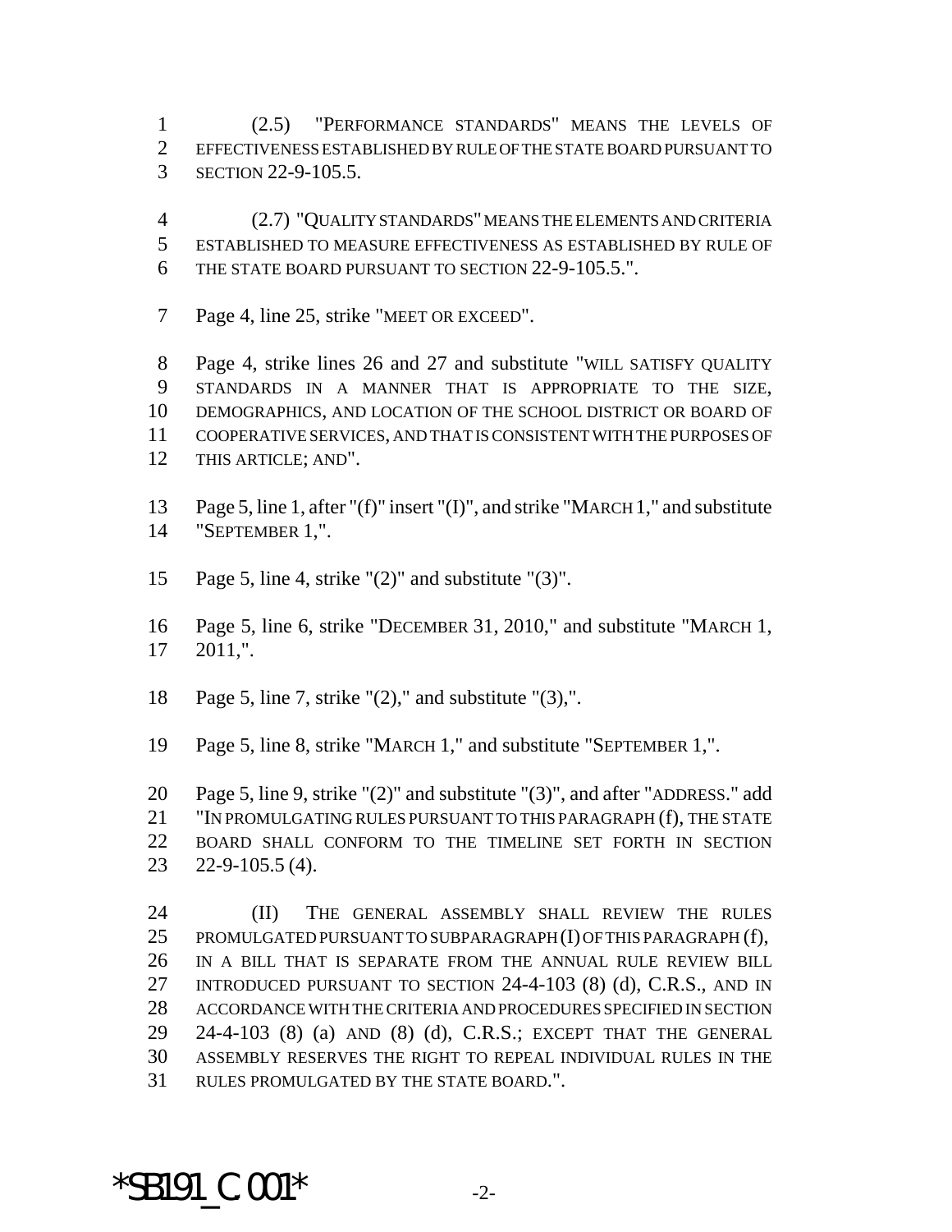(2.5) "PERFORMANCE STANDARDS" MEANS THE LEVELS OF EFFECTIVENESS ESTABLISHED BY RULE OF THE STATE BOARD PURSUANT TO SECTION 22-9-105.5.

(2.7) "QUALITY STANDARDS" MEANS THE ELEMENTS AND CRITERIA ESTABLISHED TO MEASURE EFFECTIVENESS AS ESTABLISHED BY RULE OF THE STATE BOARD PURSUANT TO SECTION 22-9-105.5.".

Page 4, line 25, strike "MEET OR EXCEED".

Page 4, strike lines 26 and 27 and substitute "WILL SATISFY QUALITY STANDARDS IN A MANNER THAT IS APPROPRIATE TO THE SIZE, DEMOGRAPHICS, AND LOCATION OF THE SCHOOL DISTRICT OR BOARD OF COOPERATIVE SERVICES, AND THAT IS CONSISTENT WITH THE PURPOSES OF THIS ARTICLE; AND".

Page 5, line 1, after "(f)" insert "(I)", and strike "MARCH 1," and substitute "SEPTEMBER 1,".

Page 5, line 4, strike "(2)" and substitute "(3)".

Page 5, line 6, strike "DECEMBER 31, 2010," and substitute "MARCH 1, 2011,".

Page 5, line 7, strike "(2)," and substitute "(3),".

Page 5, line 8, strike "MARCH 1," and substitute "SEPTEMBER 1,".

Page 5, line 9, strike "(2)" and substitute "(3)", and after "ADDRESS." add "IN PROMULGATING RULES PURSUANT TO THIS PARAGRAPH (f), THE STATE BOARD SHALL CONFORM TO THE TIMELINE SET FORTH IN SECTION 22-9-105.5 (4).

(II) THE GENERAL ASSEMBLY SHALL REVIEW THE RULES PROMULGATED PURSUANT TO SUBPARAGRAPH (I) OF THIS PARAGRAPH (f), IN A BILL THAT IS SEPARATE FROM THE ANNUAL RULE REVIEW BILL INTRODUCED PURSUANT TO SECTION 24-4-103 (8) (d), C.R.S., AND IN ACCORDANCE WITH THE CRITERIA AND PROCEDURES SPECIFIED IN SECTION 24-4-103 (8) (a) AND (8) (d), C.R.S.; EXCEPT THAT THE GENERAL ASSEMBLY RESERVES THE RIGHT TO REPEAL INDIVIDUAL RULES IN THE RULES PROMULGATED BY THE STATE BOARD.".

*SB191_C.001*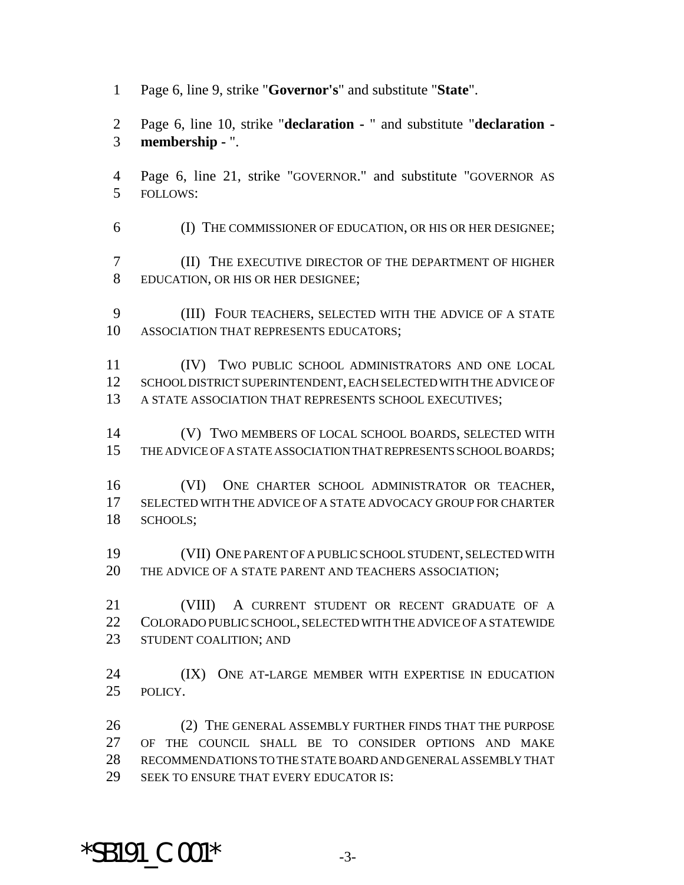Page 6, line 9, strike "**Governor's**" and substitute "**State**".

Page 6, line 10, strike "**declaration** - " and substitute "**declaration - membership** - ".

Page 6, line 21, strike "GOVERNOR." and substitute "GOVERNOR AS FOLLOWS:

(I) THE COMMISSIONER OF EDUCATION, OR HIS OR HER DESIGNEE;

(II) THE EXECUTIVE DIRECTOR OF THE DEPARTMENT OF HIGHER EDUCATION, OR HIS OR HER DESIGNEE;

(III) FOUR TEACHERS, SELECTED WITH THE ADVICE OF A STATE ASSOCIATION THAT REPRESENTS EDUCATORS;

(IV) TWO PUBLIC SCHOOL ADMINISTRATORS AND ONE LOCAL SCHOOL DISTRICT SUPERINTENDENT, EACH SELECTED WITH THE ADVICE OF A STATE ASSOCIATION THAT REPRESENTS SCHOOL EXECUTIVES;

(V) TWO MEMBERS OF LOCAL SCHOOL BOARDS, SELECTED WITH THE ADVICE OF A STATE ASSOCIATION THAT REPRESENTS SCHOOL BOARDS;

(VI) ONE CHARTER SCHOOL ADMINISTRATOR OR TEACHER, SELECTED WITH THE ADVICE OF A STATE ADVOCACY GROUP FOR CHARTER SCHOOLS;

(VII) ONE PARENT OF A PUBLIC SCHOOL STUDENT, SELECTED WITH THE ADVICE OF A STATE PARENT AND TEACHERS ASSOCIATION;

(VIII) A CURRENT STUDENT OR RECENT GRADUATE OF A COLORADO PUBLIC SCHOOL, SELECTED WITH THE ADVICE OF A STATEWIDE STUDENT COALITION; AND

(IX) ONE AT-LARGE MEMBER WITH EXPERTISE IN EDUCATION POLICY.

(2) THE GENERAL ASSEMBLY FURTHER FINDS THAT THE PURPOSE OF THE COUNCIL SHALL BE TO CONSIDER OPTIONS AND MAKE RECOMMENDATIONS TO THE STATE BOARD AND GENERAL ASSEMBLY THAT SEEK TO ENSURE THAT EVERY EDUCATOR IS:

*SB191_C.001*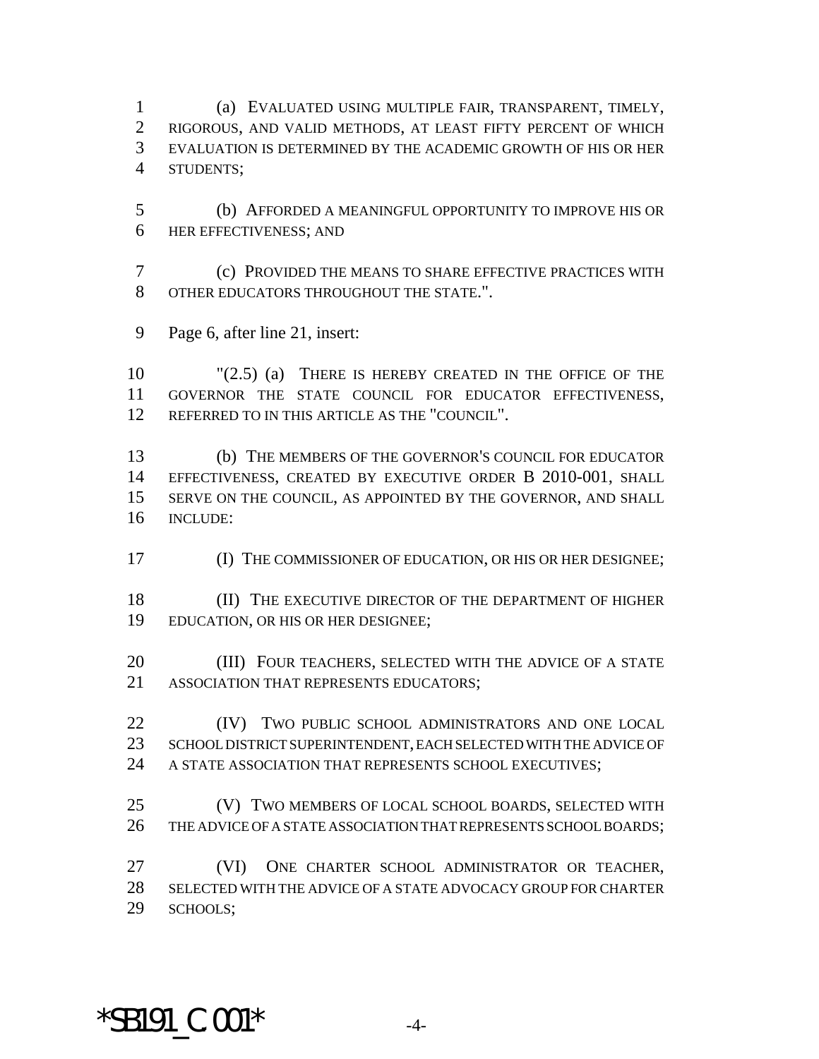(a) EVALUATED USING MULTIPLE FAIR, TRANSPARENT, TIMELY, RIGOROUS, AND VALID METHODS, AT LEAST FIFTY PERCENT OF WHICH EVALUATION IS DETERMINED BY THE ACADEMIC GROWTH OF HIS OR HER STUDENTS;

(b) AFFORDED A MEANINGFUL OPPORTUNITY TO IMPROVE HIS OR HER EFFECTIVENESS; AND

(c) PROVIDED THE MEANS TO SHARE EFFECTIVE PRACTICES WITH OTHER EDUCATORS THROUGHOUT THE STATE.".

Page 6, after line 21, insert:

"(2.5) (a) THERE IS HEREBY CREATED IN THE OFFICE OF THE GOVERNOR THE STATE COUNCIL FOR EDUCATOR EFFECTIVENESS, REFERRED TO IN THIS ARTICLE AS THE "COUNCIL".

(b) THE MEMBERS OF THE GOVERNOR'S COUNCIL FOR EDUCATOR EFFECTIVENESS, CREATED BY EXECUTIVE ORDER B 2010-001, SHALL SERVE ON THE COUNCIL, AS APPOINTED BY THE GOVERNOR, AND SHALL INCLUDE:

(I) THE COMMISSIONER OF EDUCATION, OR HIS OR HER DESIGNEE;

(II) THE EXECUTIVE DIRECTOR OF THE DEPARTMENT OF HIGHER EDUCATION, OR HIS OR HER DESIGNEE;

(III) FOUR TEACHERS, SELECTED WITH THE ADVICE OF A STATE ASSOCIATION THAT REPRESENTS EDUCATORS;

(IV) TWO PUBLIC SCHOOL ADMINISTRATORS AND ONE LOCAL SCHOOL DISTRICT SUPERINTENDENT, EACH SELECTED WITH THE ADVICE OF A STATE ASSOCIATION THAT REPRESENTS SCHOOL EXECUTIVES;

(V) TWO MEMBERS OF LOCAL SCHOOL BOARDS, SELECTED WITH THE ADVICE OF A STATE ASSOCIATION THAT REPRESENTS SCHOOL BOARDS;

(VI) ONE CHARTER SCHOOL ADMINISTRATOR OR TEACHER, SELECTED WITH THE ADVICE OF A STATE ADVOCACY GROUP FOR CHARTER SCHOOLS;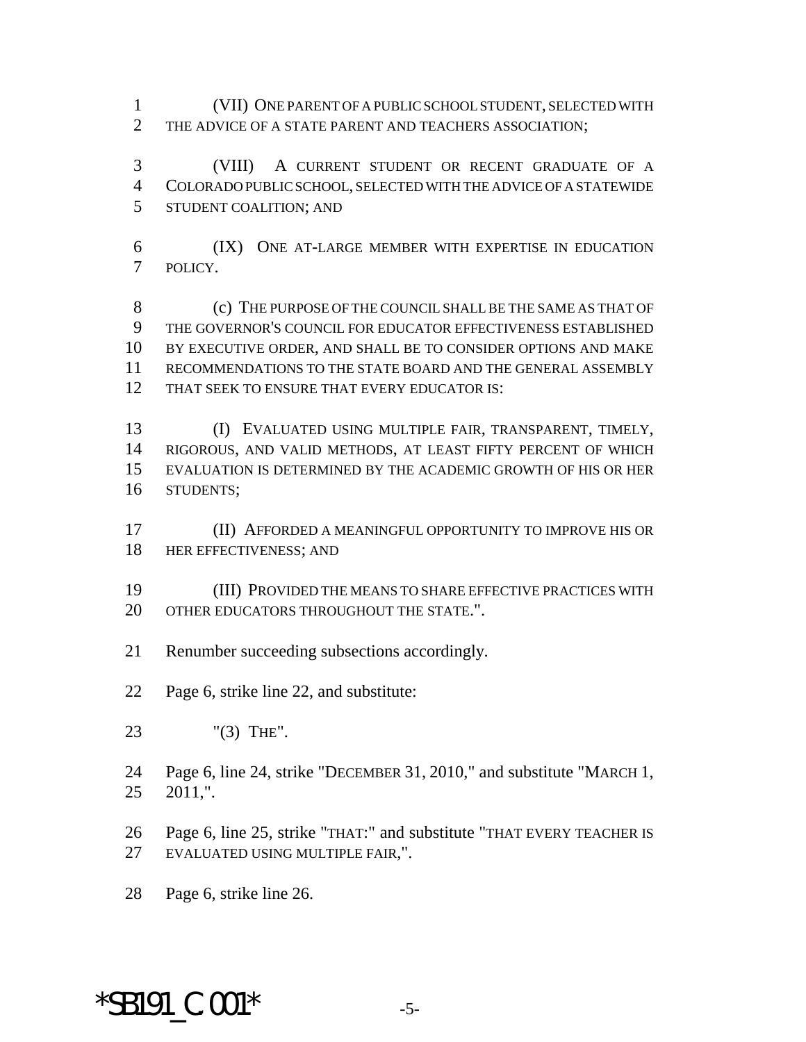(VII) ONE PARENT OF A PUBLIC SCHOOL STUDENT, SELECTED WITH THE ADVICE OF A STATE PARENT AND TEACHERS ASSOCIATION;

(VIII) A CURRENT STUDENT OR RECENT GRADUATE OF A COLORADO PUBLIC SCHOOL, SELECTED WITH THE ADVICE OF A STATEWIDE STUDENT COALITION; AND

(IX) ONE AT-LARGE MEMBER WITH EXPERTISE IN EDUCATION POLICY.

(c) THE PURPOSE OF THE COUNCIL SHALL BE THE SAME AS THAT OF THE GOVERNOR'S COUNCIL FOR EDUCATOR EFFECTIVENESS ESTABLISHED BY EXECUTIVE ORDER, AND SHALL BE TO CONSIDER OPTIONS AND MAKE RECOMMENDATIONS TO THE STATE BOARD AND THE GENERAL ASSEMBLY THAT SEEK TO ENSURE THAT EVERY EDUCATOR IS:

(I) EVALUATED USING MULTIPLE FAIR, TRANSPARENT, TIMELY, RIGOROUS, AND VALID METHODS, AT LEAST FIFTY PERCENT OF WHICH EVALUATION IS DETERMINED BY THE ACADEMIC GROWTH OF HIS OR HER STUDENTS;

(II) AFFORDED A MEANINGFUL OPPORTUNITY TO IMPROVE HIS OR HER EFFECTIVENESS; AND

(III) PROVIDED THE MEANS TO SHARE EFFECTIVE PRACTICES WITH OTHER EDUCATORS THROUGHOUT THE STATE.".

Renumber succeeding subsections accordingly.

Page 6, strike line 22, and substitute:

"(3) THE".

Page 6, line 24, strike "DECEMBER 31, 2010," and substitute "MARCH 1, 2011,".

Page 6, line 25, strike "THAT:" and substitute "THAT EVERY TEACHER IS EVALUATED USING MULTIPLE FAIR,".

Page 6, strike line 26.

*SB191_C.001*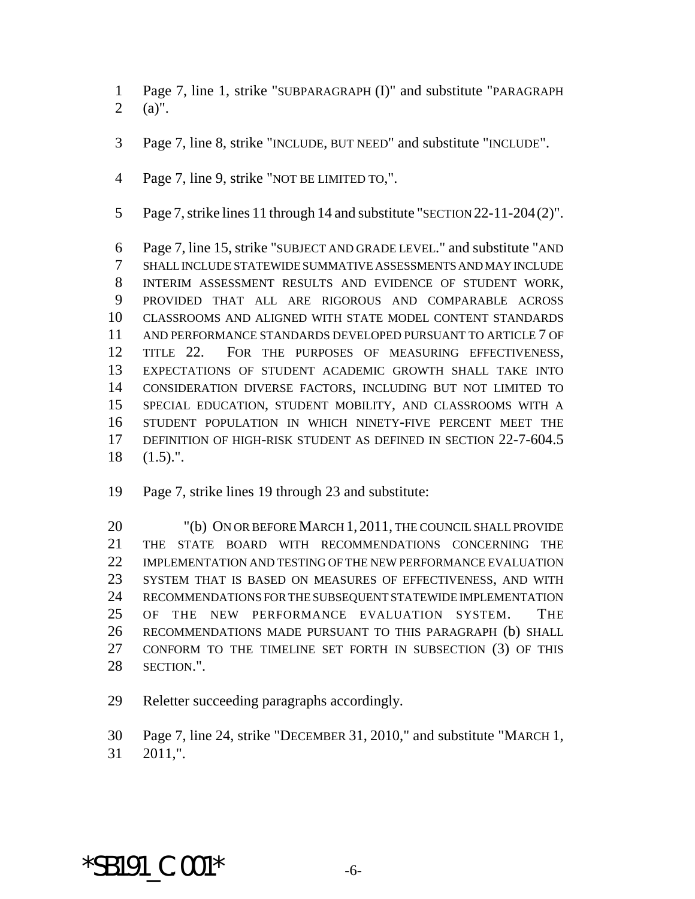Page 7, line 1, strike "SUBPARAGRAPH (I)" and substitute "PARAGRAPH (a)".

Page 7, line 8, strike "INCLUDE, BUT NEED" and substitute "INCLUDE".

Page 7, line 9, strike "NOT BE LIMITED TO,".

Page 7, strike lines 11 through 14 and substitute "SECTION 22-11-204 (2)".

Page 7, line 15, strike "SUBJECT AND GRADE LEVEL." and substitute "AND SHALL INCLUDE STATEWIDE SUMMATIVE ASSESSMENTS AND MAY INCLUDE INTERIM ASSESSMENT RESULTS AND EVIDENCE OF STUDENT WORK, PROVIDED THAT ALL ARE RIGOROUS AND COMPARABLE ACROSS CLASSROOMS AND ALIGNED WITH STATE MODEL CONTENT STANDARDS AND PERFORMANCE STANDARDS DEVELOPED PURSUANT TO ARTICLE 7 OF TITLE 22. FOR THE PURPOSES OF MEASURING EFFECTIVENESS, EXPECTATIONS OF STUDENT ACADEMIC GROWTH SHALL TAKE INTO CONSIDERATION DIVERSE FACTORS, INCLUDING BUT NOT LIMITED TO SPECIAL EDUCATION, STUDENT MOBILITY, AND CLASSROOMS WITH A STUDENT POPULATION IN WHICH NINETY-FIVE PERCENT MEET THE DEFINITION OF HIGH-RISK STUDENT AS DEFINED IN SECTION 22-7-604.5 (1.5).".

Page 7, strike lines 19 through 23 and substitute:

"(b) ON OR BEFORE MARCH 1, 2011, THE COUNCIL SHALL PROVIDE THE STATE BOARD WITH RECOMMENDATIONS CONCERNING THE IMPLEMENTATION AND TESTING OF THE NEW PERFORMANCE EVALUATION SYSTEM THAT IS BASED ON MEASURES OF EFFECTIVENESS, AND WITH RECOMMENDATIONS FOR THE SUBSEQUENT STATEWIDE IMPLEMENTATION OF THE NEW PERFORMANCE EVALUATION SYSTEM. THE RECOMMENDATIONS MADE PURSUANT TO THIS PARAGRAPH (b) SHALL CONFORM TO THE TIMELINE SET FORTH IN SUBSECTION (3) OF THIS SECTION.".

Reletter succeeding paragraphs accordingly.

Page 7, line 24, strike "DECEMBER 31, 2010," and substitute "MARCH 1, 2011,".

*SB191_C.001*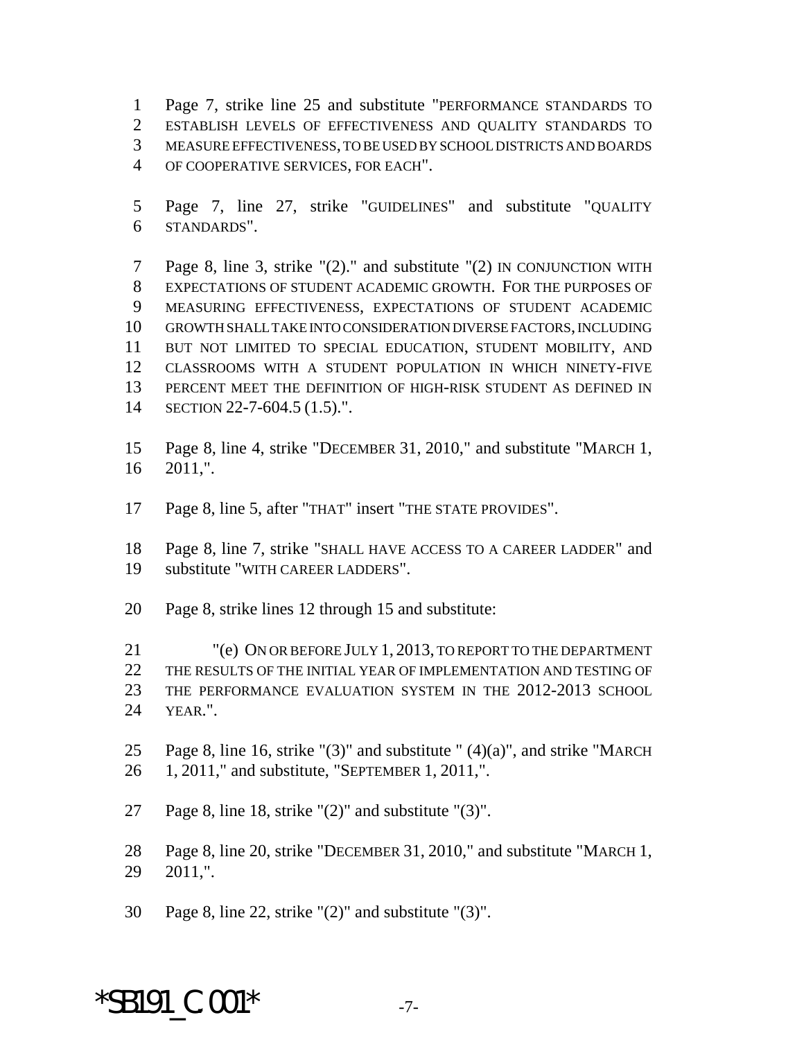1 Page 7, strike line 25 and substitute "PERFORMANCE STANDARDS TO
2 ESTABLISH LEVELS OF EFFECTIVENESS AND QUALITY STANDARDS TO
3 MEASURE EFFECTIVENESS, TO BE USED BY SCHOOL DISTRICTS AND BOARDS
4 OF COOPERATIVE SERVICES, FOR EACH".

5 Page 7, line 27, strike "GUIDELINES" and substitute "QUALITY
6 STANDARDS".

7 Page 8, line 3, strike "(2)." and substitute "(2) IN CONJUNCTION WITH
8 EXPECTATIONS OF STUDENT ACADEMIC GROWTH. FOR THE PURPOSES OF
9 MEASURING EFFECTIVENESS, EXPECTATIONS OF STUDENT ACADEMIC
10 GROWTH SHALL TAKE INTO CONSIDERATION DIVERSE FACTORS, INCLUDING
11 BUT NOT LIMITED TO SPECIAL EDUCATION, STUDENT MOBILITY, AND
12 CLASSROOMS WITH A STUDENT POPULATION IN WHICH NINETY-FIVE
13 PERCENT MEET THE DEFINITION OF HIGH-RISK STUDENT AS DEFINED IN
14 SECTION 22-7-604.5 (1.5).".

15 Page 8, line 4, strike "DECEMBER 31, 2010," and substitute "MARCH 1,
16 2011,".

17 Page 8, line 5, after "THAT" insert "THE STATE PROVIDES".

18 Page 8, line 7, strike "SHALL HAVE ACCESS TO A CAREER LADDER" and
19 substitute "WITH CAREER LADDERS".

20 Page 8, strike lines 12 through 15 and substitute:

21 "(e) ON OR BEFORE JULY 1, 2013, TO REPORT TO THE DEPARTMENT
22 THE RESULTS OF THE INITIAL YEAR OF IMPLEMENTATION AND TESTING OF
23 THE PERFORMANCE EVALUATION SYSTEM IN THE 2012-2013 SCHOOL
24 YEAR.".

25 Page 8, line 16, strike "(3)" and substitute " (4)(a)", and strike "MARCH
26 1, 2011," and substitute, "SEPTEMBER 1, 2011,".

27 Page 8, line 18, strike "(2)" and substitute "(3)".

28 Page 8, line 20, strike "DECEMBER 31, 2010," and substitute "MARCH 1,
29 2011,".

30 Page 8, line 22, strike "(2)" and substitute "(3)".

*SB191_C.001*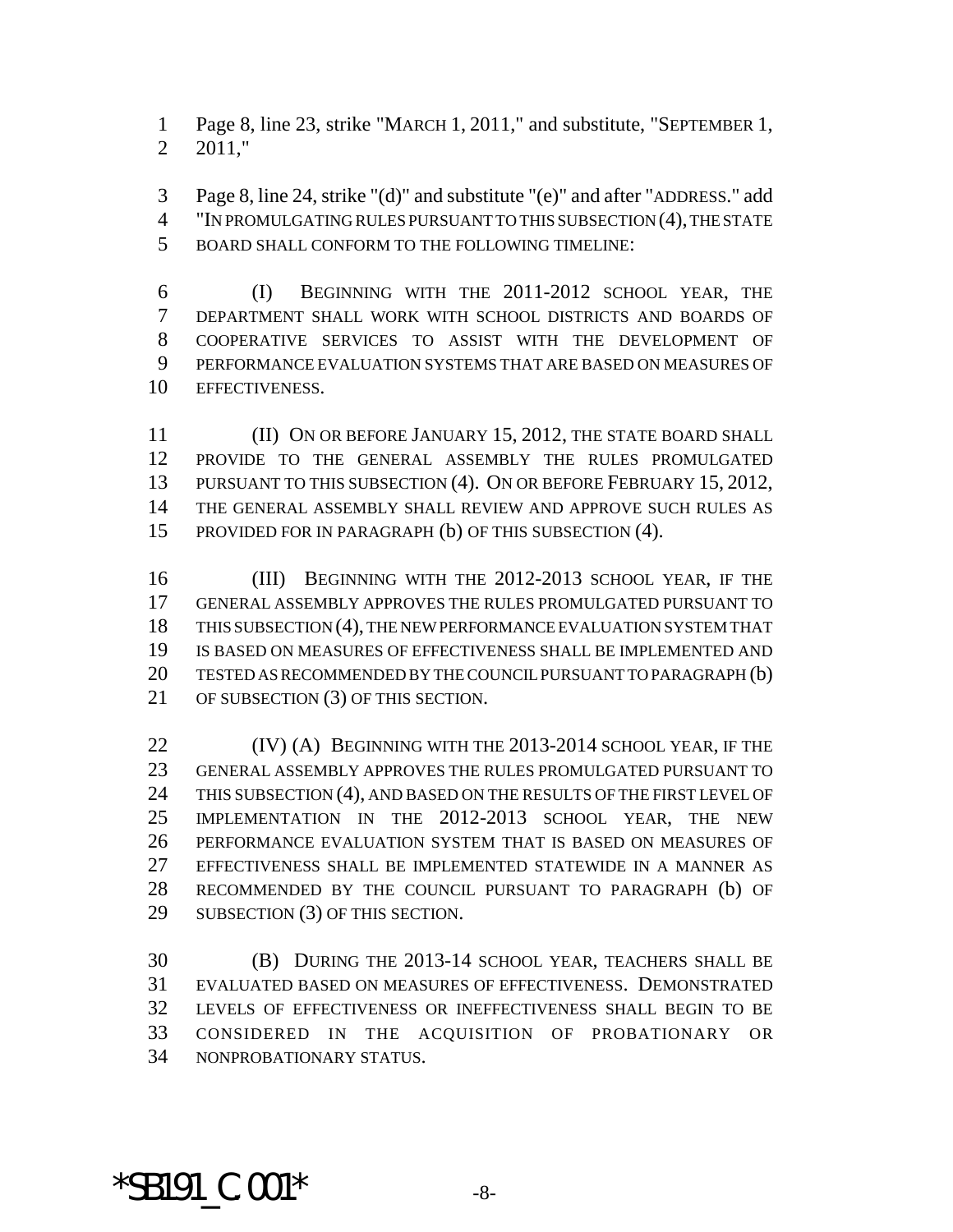Page 8, line 23, strike "MARCH 1, 2011," and substitute, "SEPTEMBER 1, 2011,"

Page 8, line 24, strike "(d)" and substitute "(e)" and after "ADDRESS." add "IN PROMULGATING RULES PURSUANT TO THIS SUBSECTION (4), THE STATE BOARD SHALL CONFORM TO THE FOLLOWING TIMELINE:

(I) BEGINNING WITH THE 2011-2012 SCHOOL YEAR, THE DEPARTMENT SHALL WORK WITH SCHOOL DISTRICTS AND BOARDS OF COOPERATIVE SERVICES TO ASSIST WITH THE DEVELOPMENT OF PERFORMANCE EVALUATION SYSTEMS THAT ARE BASED ON MEASURES OF EFFECTIVENESS.

(II) ON OR BEFORE JANUARY 15, 2012, THE STATE BOARD SHALL PROVIDE TO THE GENERAL ASSEMBLY THE RULES PROMULGATED PURSUANT TO THIS SUBSECTION (4). ON OR BEFORE FEBRUARY 15, 2012, THE GENERAL ASSEMBLY SHALL REVIEW AND APPROVE SUCH RULES AS PROVIDED FOR IN PARAGRAPH (b) OF THIS SUBSECTION (4).

(III) BEGINNING WITH THE 2012-2013 SCHOOL YEAR, IF THE GENERAL ASSEMBLY APPROVES THE RULES PROMULGATED PURSUANT TO THIS SUBSECTION (4), THE NEW PERFORMANCE EVALUATION SYSTEM THAT IS BASED ON MEASURES OF EFFECTIVENESS SHALL BE IMPLEMENTED AND TESTED AS RECOMMENDED BY THE COUNCIL PURSUANT TO PARAGRAPH (b) OF SUBSECTION (3) OF THIS SECTION.

(IV) (A) BEGINNING WITH THE 2013-2014 SCHOOL YEAR, IF THE GENERAL ASSEMBLY APPROVES THE RULES PROMULGATED PURSUANT TO THIS SUBSECTION (4), AND BASED ON THE RESULTS OF THE FIRST LEVEL OF IMPLEMENTATION IN THE 2012-2013 SCHOOL YEAR, THE NEW PERFORMANCE EVALUATION SYSTEM THAT IS BASED ON MEASURES OF EFFECTIVENESS SHALL BE IMPLEMENTED STATEWIDE IN A MANNER AS RECOMMENDED BY THE COUNCIL PURSUANT TO PARAGRAPH (b) OF SUBSECTION (3) OF THIS SECTION.

(B) DURING THE 2013-14 SCHOOL YEAR, TEACHERS SHALL BE EVALUATED BASED ON MEASURES OF EFFECTIVENESS. DEMONSTRATED LEVELS OF EFFECTIVENESS OR INEFFECTIVENESS SHALL BEGIN TO BE CONSIDERED IN THE ACQUISITION OF PROBATIONARY OR NONPROBATIONARY STATUS.

*SB191_C.001*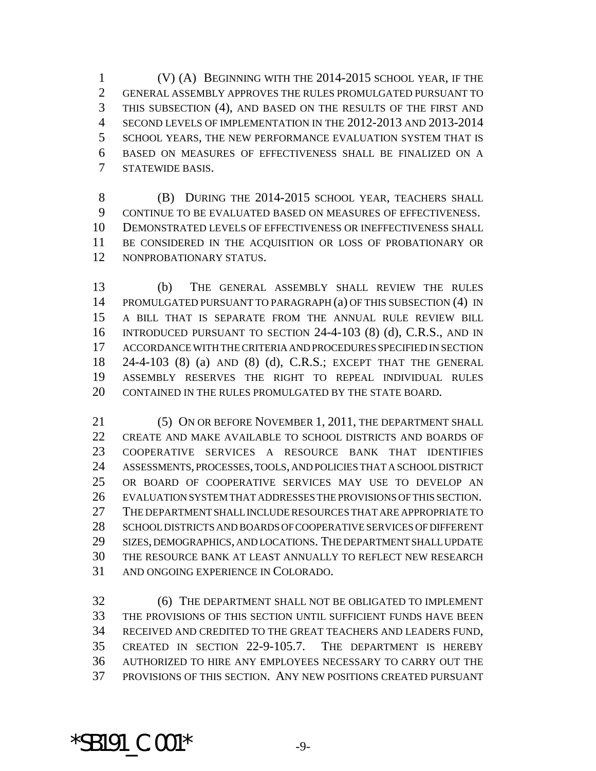(V) (A) BEGINNING WITH THE 2014-2015 SCHOOL YEAR, IF THE GENERAL ASSEMBLY APPROVES THE RULES PROMULGATED PURSUANT TO THIS SUBSECTION (4), AND BASED ON THE RESULTS OF THE FIRST AND SECOND LEVELS OF IMPLEMENTATION IN THE 2012-2013 AND 2013-2014 SCHOOL YEARS, THE NEW PERFORMANCE EVALUATION SYSTEM THAT IS BASED ON MEASURES OF EFFECTIVENESS SHALL BE FINALIZED ON A STATEWIDE BASIS.

(B) DURING THE 2014-2015 SCHOOL YEAR, TEACHERS SHALL CONTINUE TO BE EVALUATED BASED ON MEASURES OF EFFECTIVENESS. DEMONSTRATED LEVELS OF EFFECTIVENESS OR INEFFECTIVENESS SHALL BE CONSIDERED IN THE ACQUISITION OR LOSS OF PROBATIONARY OR NONPROBATIONARY STATUS.

(b) THE GENERAL ASSEMBLY SHALL REVIEW THE RULES PROMULGATED PURSUANT TO PARAGRAPH (a) OF THIS SUBSECTION (4) IN A BILL THAT IS SEPARATE FROM THE ANNUAL RULE REVIEW BILL INTRODUCED PURSUANT TO SECTION 24-4-103 (8) (d), C.R.S., AND IN ACCORDANCE WITH THE CRITERIA AND PROCEDURES SPECIFIED IN SECTION 24-4-103 (8) (a) AND (8) (d), C.R.S.; EXCEPT THAT THE GENERAL ASSEMBLY RESERVES THE RIGHT TO REPEAL INDIVIDUAL RULES CONTAINED IN THE RULES PROMULGATED BY THE STATE BOARD.

(5) ON OR BEFORE NOVEMBER 1, 2011, THE DEPARTMENT SHALL CREATE AND MAKE AVAILABLE TO SCHOOL DISTRICTS AND BOARDS OF COOPERATIVE SERVICES A RESOURCE BANK THAT IDENTIFIES ASSESSMENTS, PROCESSES, TOOLS, AND POLICIES THAT A SCHOOL DISTRICT OR BOARD OF COOPERATIVE SERVICES MAY USE TO DEVELOP AN EVALUATION SYSTEM THAT ADDRESSES THE PROVISIONS OF THIS SECTION. THE DEPARTMENT SHALL INCLUDE RESOURCES THAT ARE APPROPRIATE TO SCHOOL DISTRICTS AND BOARDS OF COOPERATIVE SERVICES OF DIFFERENT SIZES, DEMOGRAPHICS, AND LOCATIONS. THE DEPARTMENT SHALL UPDATE THE RESOURCE BANK AT LEAST ANNUALLY TO REFLECT NEW RESEARCH AND ONGOING EXPERIENCE IN COLORADO.

(6) THE DEPARTMENT SHALL NOT BE OBLIGATED TO IMPLEMENT THE PROVISIONS OF THIS SECTION UNTIL SUFFICIENT FUNDS HAVE BEEN RECEIVED AND CREDITED TO THE GREAT TEACHERS AND LEADERS FUND, CREATED IN SECTION 22-9-105.7. THE DEPARTMENT IS HEREBY AUTHORIZED TO HIRE ANY EMPLOYEES NECESSARY TO CARRY OUT THE PROVISIONS OF THIS SECTION. ANY NEW POSITIONS CREATED PURSUANT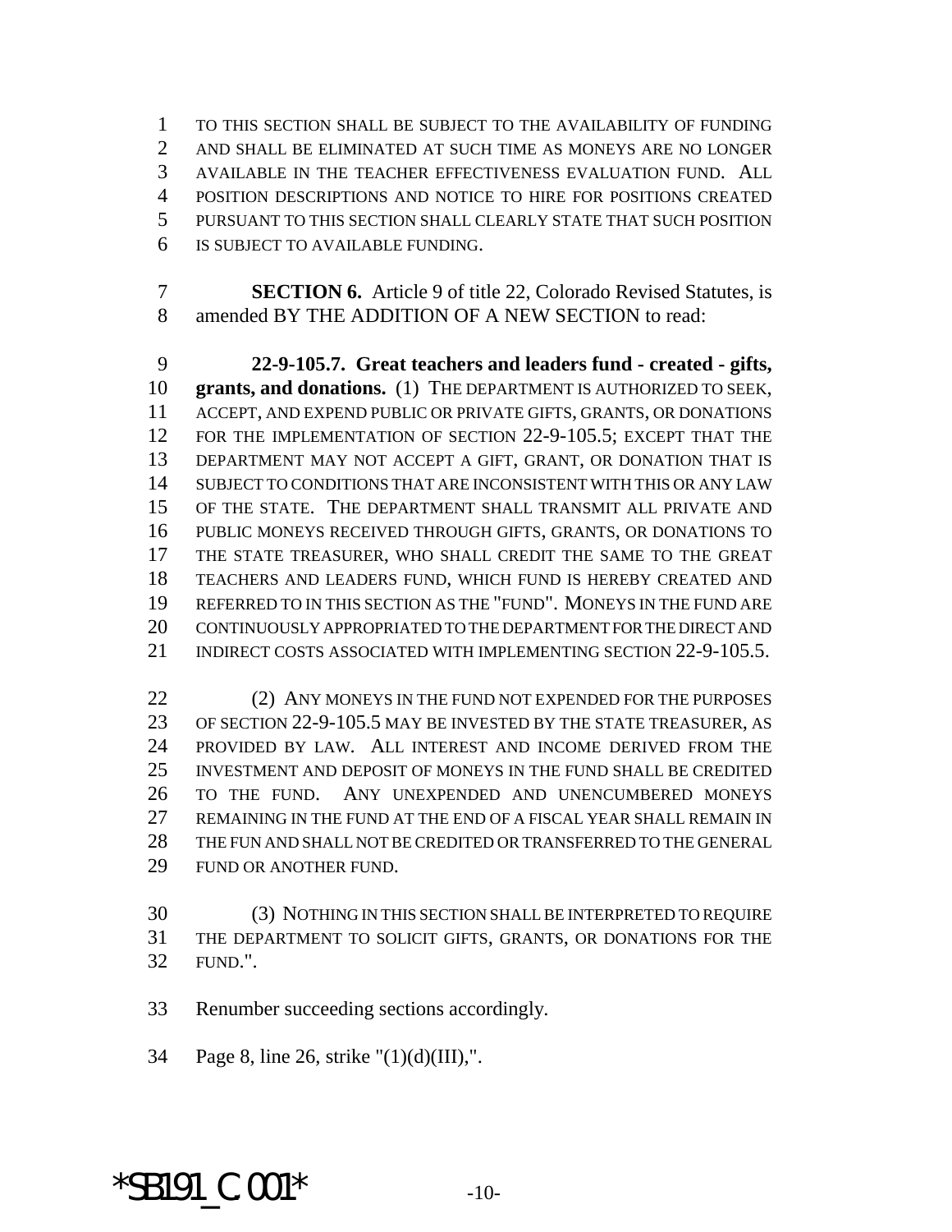TO THIS SECTION SHALL BE SUBJECT TO THE AVAILABILITY OF FUNDING AND SHALL BE ELIMINATED AT SUCH TIME AS MONEYS ARE NO LONGER AVAILABLE IN THE TEACHER EFFECTIVENESS EVALUATION FUND. ALL POSITION DESCRIPTIONS AND NOTICE TO HIRE FOR POSITIONS CREATED PURSUANT TO THIS SECTION SHALL CLEARLY STATE THAT SUCH POSITION IS SUBJECT TO AVAILABLE FUNDING.

**SECTION 6.** Article 9 of title 22, Colorado Revised Statutes, is amended BY THE ADDITION OF A NEW SECTION to read:

**22-9-105.7. Great teachers and leaders fund - created - gifts, grants, and donations.** (1) THE DEPARTMENT IS AUTHORIZED TO SEEK, ACCEPT, AND EXPEND PUBLIC OR PRIVATE GIFTS, GRANTS, OR DONATIONS FOR THE IMPLEMENTATION OF SECTION 22-9-105.5; EXCEPT THAT THE DEPARTMENT MAY NOT ACCEPT A GIFT, GRANT, OR DONATION THAT IS SUBJECT TO CONDITIONS THAT ARE INCONSISTENT WITH THIS OR ANY LAW OF THE STATE. THE DEPARTMENT SHALL TRANSMIT ALL PRIVATE AND PUBLIC MONEYS RECEIVED THROUGH GIFTS, GRANTS, OR DONATIONS TO THE STATE TREASURER, WHO SHALL CREDIT THE SAME TO THE GREAT TEACHERS AND LEADERS FUND, WHICH FUND IS HEREBY CREATED AND REFERRED TO IN THIS SECTION AS THE "FUND". MONEYS IN THE FUND ARE CONTINUOUSLY APPROPRIATED TO THE DEPARTMENT FOR THE DIRECT AND INDIRECT COSTS ASSOCIATED WITH IMPLEMENTING SECTION 22-9-105.5.

(2) ANY MONEYS IN THE FUND NOT EXPENDED FOR THE PURPOSES OF SECTION 22-9-105.5 MAY BE INVESTED BY THE STATE TREASURER, AS PROVIDED BY LAW. ALL INTEREST AND INCOME DERIVED FROM THE INVESTMENT AND DEPOSIT OF MONEYS IN THE FUND SHALL BE CREDITED TO THE FUND. ANY UNEXPENDED AND UNENCUMBERED MONEYS REMAINING IN THE FUND AT THE END OF A FISCAL YEAR SHALL REMAIN IN THE FUN AND SHALL NOT BE CREDITED OR TRANSFERRED TO THE GENERAL FUND OR ANOTHER FUND.

(3) NOTHING IN THIS SECTION SHALL BE INTERPRETED TO REQUIRE THE DEPARTMENT TO SOLICIT GIFTS, GRANTS, OR DONATIONS FOR THE FUND.".

Renumber succeeding sections accordingly.

Page 8, line 26, strike "(1)(d)(III),".

*SB191_C.001*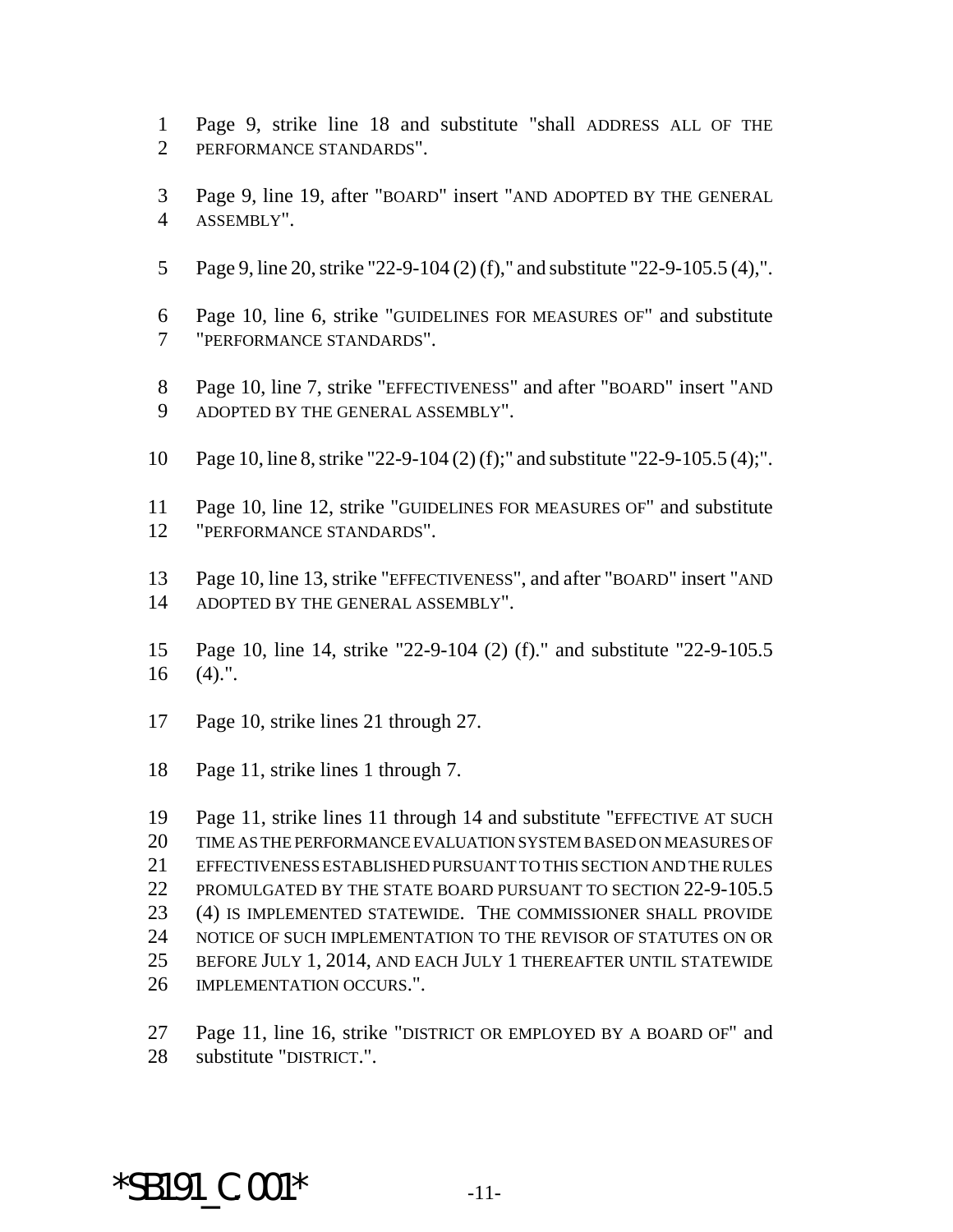Page 9, strike line 18 and substitute "shall ADDRESS ALL OF THE PERFORMANCE STANDARDS".

Page 9, line 19, after "BOARD" insert "AND ADOPTED BY THE GENERAL ASSEMBLY".

Page 9, line 20, strike "22-9-104 (2) (f)," and substitute "22-9-105.5 (4),".

Page 10, line 6, strike "GUIDELINES FOR MEASURES OF" and substitute "PERFORMANCE STANDARDS".

Page 10, line 7, strike "EFFECTIVENESS" and after "BOARD" insert "AND ADOPTED BY THE GENERAL ASSEMBLY".

Page 10, line 8, strike "22-9-104 (2) (f);" and substitute "22-9-105.5 (4);".

Page 10, line 12, strike "GUIDELINES FOR MEASURES OF" and substitute "PERFORMANCE STANDARDS".

Page 10, line 13, strike "EFFECTIVENESS", and after "BOARD" insert "AND ADOPTED BY THE GENERAL ASSEMBLY".

Page 10, line 14, strike "22-9-104 (2) (f)." and substitute "22-9-105.5 (4).".

Page 10, strike lines 21 through 27.

Page 11, strike lines 1 through 7.

Page 11, strike lines 11 through 14 and substitute "EFFECTIVE AT SUCH TIME AS THE PERFORMANCE EVALUATION SYSTEM BASED ON MEASURES OF EFFECTIVENESS ESTABLISHED PURSUANT TO THIS SECTION AND THE RULES PROMULGATED BY THE STATE BOARD PURSUANT TO SECTION 22-9-105.5 (4) IS IMPLEMENTED STATEWIDE. THE COMMISSIONER SHALL PROVIDE NOTICE OF SUCH IMPLEMENTATION TO THE REVISOR OF STATUTES ON OR BEFORE JULY 1, 2014, AND EACH JULY 1 THEREAFTER UNTIL STATEWIDE IMPLEMENTATION OCCURS.".

Page 11, line 16, strike "DISTRICT OR EMPLOYED BY A BOARD OF" and substitute "DISTRICT.".

*SB191_C.001*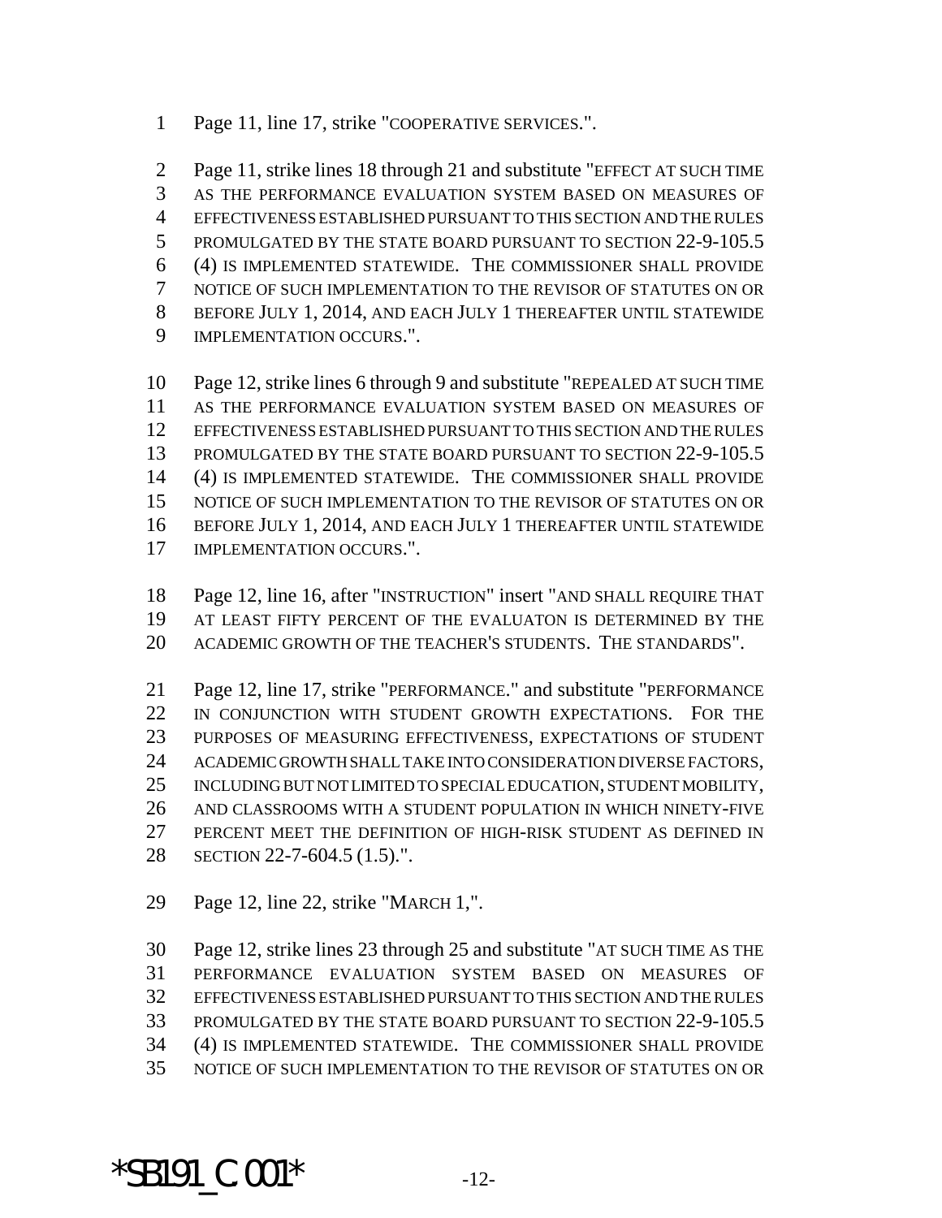Page 11, line 17, strike "COOPERATIVE SERVICES.".

Page 11, strike lines 18 through 21 and substitute "EFFECT AT SUCH TIME AS THE PERFORMANCE EVALUATION SYSTEM BASED ON MEASURES OF EFFECTIVENESS ESTABLISHED PURSUANT TO THIS SECTION AND THE RULES PROMULGATED BY THE STATE BOARD PURSUANT TO SECTION 22-9-105.5 (4) IS IMPLEMENTED STATEWIDE. THE COMMISSIONER SHALL PROVIDE NOTICE OF SUCH IMPLEMENTATION TO THE REVISOR OF STATUTES ON OR BEFORE JULY 1, 2014, AND EACH JULY 1 THEREAFTER UNTIL STATEWIDE IMPLEMENTATION OCCURS.".

Page 12, strike lines 6 through 9 and substitute "REPEALED AT SUCH TIME AS THE PERFORMANCE EVALUATION SYSTEM BASED ON MEASURES OF EFFECTIVENESS ESTABLISHED PURSUANT TO THIS SECTION AND THE RULES PROMULGATED BY THE STATE BOARD PURSUANT TO SECTION 22-9-105.5 (4) IS IMPLEMENTED STATEWIDE. THE COMMISSIONER SHALL PROVIDE NOTICE OF SUCH IMPLEMENTATION TO THE REVISOR OF STATUTES ON OR BEFORE JULY 1, 2014, AND EACH JULY 1 THEREAFTER UNTIL STATEWIDE IMPLEMENTATION OCCURS.".

Page 12, line 16, after "INSTRUCTION" insert "AND SHALL REQUIRE THAT AT LEAST FIFTY PERCENT OF THE EVALUATON IS DETERMINED BY THE ACADEMIC GROWTH OF THE TEACHER'S STUDENTS. THE STANDARDS".

Page 12, line 17, strike "PERFORMANCE." and substitute "PERFORMANCE IN CONJUNCTION WITH STUDENT GROWTH EXPECTATIONS. FOR THE PURPOSES OF MEASURING EFFECTIVENESS, EXPECTATIONS OF STUDENT ACADEMIC GROWTH SHALL TAKE INTO CONSIDERATION DIVERSE FACTORS, INCLUDING BUT NOT LIMITED TO SPECIAL EDUCATION, STUDENT MOBILITY, AND CLASSROOMS WITH A STUDENT POPULATION IN WHICH NINETY-FIVE PERCENT MEET THE DEFINITION OF HIGH-RISK STUDENT AS DEFINED IN SECTION 22-7-604.5 (1.5).".

Page 12, line 22, strike "MARCH 1,".

Page 12, strike lines 23 through 25 and substitute "AT SUCH TIME AS THE PERFORMANCE EVALUATION SYSTEM BASED ON MEASURES OF EFFECTIVENESS ESTABLISHED PURSUANT TO THIS SECTION AND THE RULES PROMULGATED BY THE STATE BOARD PURSUANT TO SECTION 22-9-105.5 (4) IS IMPLEMENTED STATEWIDE. THE COMMISSIONER SHALL PROVIDE NOTICE OF SUCH IMPLEMENTATION TO THE REVISOR OF STATUTES ON OR

*SB191_C.001*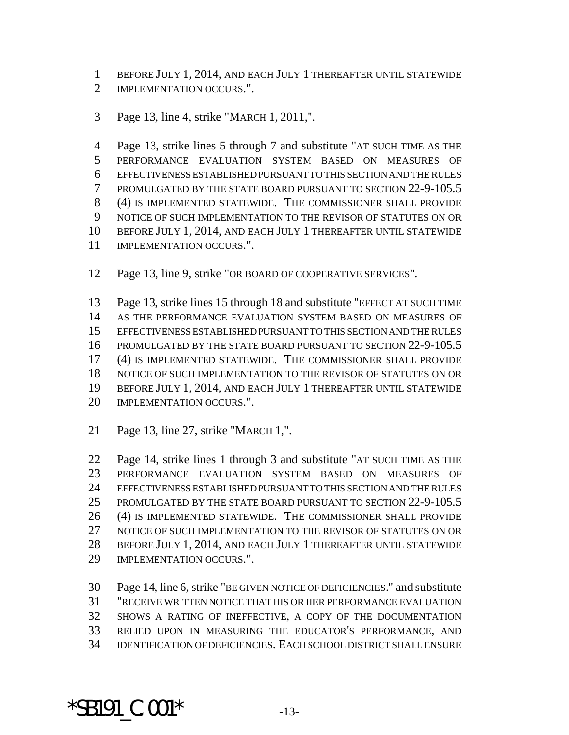BEFORE JULY 1, 2014, AND EACH JULY 1 THEREAFTER UNTIL STATEWIDE IMPLEMENTATION OCCURS.".

Page 13, line 4, strike "MARCH 1, 2011,".

Page 13, strike lines 5 through 7 and substitute "AT SUCH TIME AS THE PERFORMANCE EVALUATION SYSTEM BASED ON MEASURES OF EFFECTIVENESS ESTABLISHED PURSUANT TO THIS SECTION AND THE RULES PROMULGATED BY THE STATE BOARD PURSUANT TO SECTION 22-9-105.5 (4) IS IMPLEMENTED STATEWIDE. THE COMMISSIONER SHALL PROVIDE NOTICE OF SUCH IMPLEMENTATION TO THE REVISOR OF STATUTES ON OR BEFORE JULY 1, 2014, AND EACH JULY 1 THEREAFTER UNTIL STATEWIDE IMPLEMENTATION OCCURS.".

Page 13, line 9, strike "OR BOARD OF COOPERATIVE SERVICES".

Page 13, strike lines 15 through 18 and substitute "EFFECT AT SUCH TIME AS THE PERFORMANCE EVALUATION SYSTEM BASED ON MEASURES OF EFFECTIVENESS ESTABLISHED PURSUANT TO THIS SECTION AND THE RULES PROMULGATED BY THE STATE BOARD PURSUANT TO SECTION 22-9-105.5 (4) IS IMPLEMENTED STATEWIDE. THE COMMISSIONER SHALL PROVIDE NOTICE OF SUCH IMPLEMENTATION TO THE REVISOR OF STATUTES ON OR BEFORE JULY 1, 2014, AND EACH JULY 1 THEREAFTER UNTIL STATEWIDE IMPLEMENTATION OCCURS.".

Page 13, line 27, strike "MARCH 1,".

Page 14, strike lines 1 through 3 and substitute "AT SUCH TIME AS THE PERFORMANCE EVALUATION SYSTEM BASED ON MEASURES OF EFFECTIVENESS ESTABLISHED PURSUANT TO THIS SECTION AND THE RULES PROMULGATED BY THE STATE BOARD PURSUANT TO SECTION 22-9-105.5 (4) IS IMPLEMENTED STATEWIDE. THE COMMISSIONER SHALL PROVIDE NOTICE OF SUCH IMPLEMENTATION TO THE REVISOR OF STATUTES ON OR BEFORE JULY 1, 2014, AND EACH JULY 1 THEREAFTER UNTIL STATEWIDE IMPLEMENTATION OCCURS.".

Page 14, line 6, strike "BE GIVEN NOTICE OF DEFICIENCIES." and substitute "RECEIVE WRITTEN NOTICE THAT HIS OR HER PERFORMANCE EVALUATION SHOWS A RATING OF INEFFECTIVE, A COPY OF THE DOCUMENTATION RELIED UPON IN MEASURING THE EDUCATOR'S PERFORMANCE, AND IDENTIFICATION OF DEFICIENCIES. EACH SCHOOL DISTRICT SHALL ENSURE

*SB191_C.001*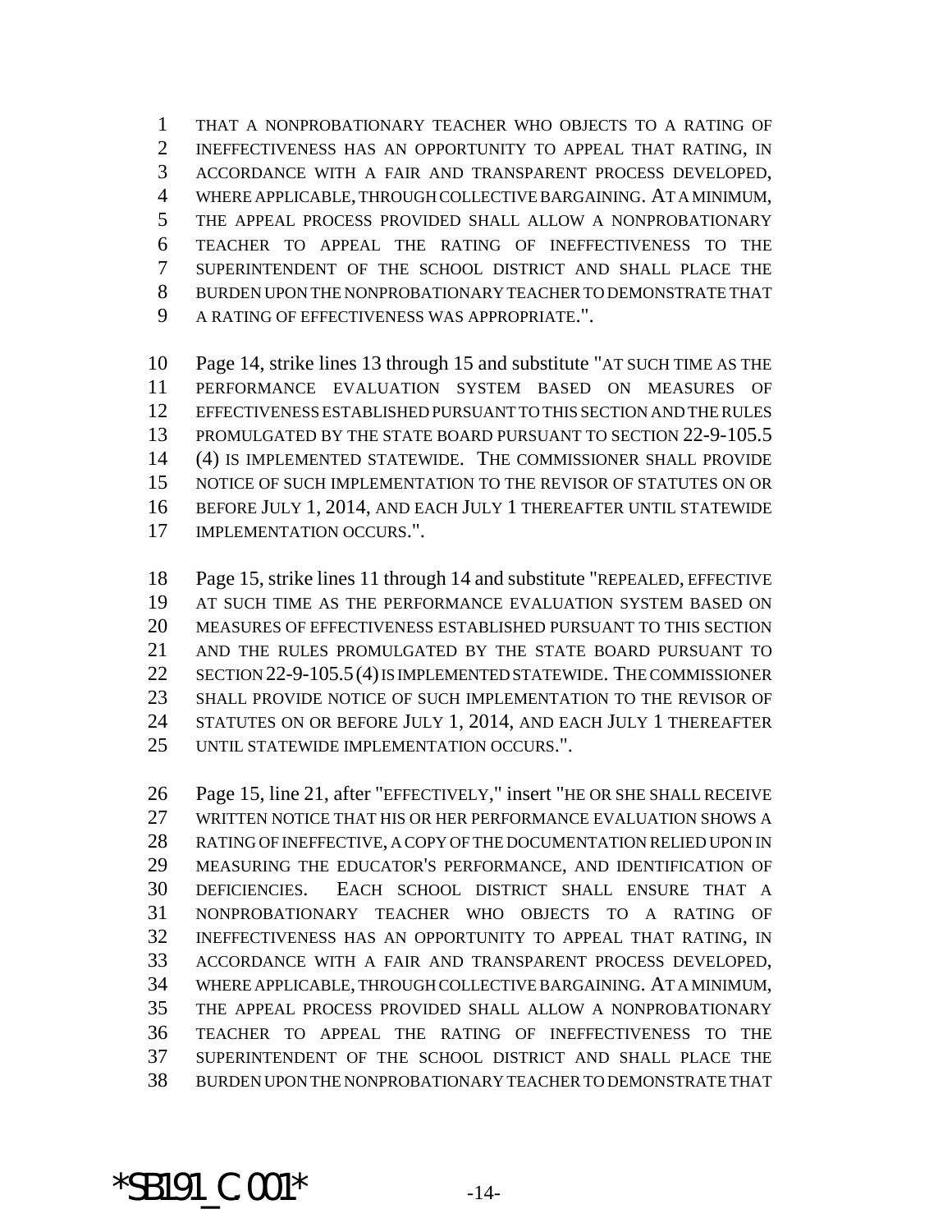THAT A NONPROBATIONARY TEACHER WHO OBJECTS TO A RATING OF INEFFECTIVENESS HAS AN OPPORTUNITY TO APPEAL THAT RATING, IN ACCORDANCE WITH A FAIR AND TRANSPARENT PROCESS DEVELOPED, WHERE APPLICABLE, THROUGH COLLECTIVE BARGAINING. AT A MINIMUM, THE APPEAL PROCESS PROVIDED SHALL ALLOW A NONPROBATIONARY TEACHER TO APPEAL THE RATING OF INEFFECTIVENESS TO THE SUPERINTENDENT OF THE SCHOOL DISTRICT AND SHALL PLACE THE BURDEN UPON THE NONPROBATIONARY TEACHER TO DEMONSTRATE THAT A RATING OF EFFECTIVENESS WAS APPROPRIATE.".

Page 14, strike lines 13 through 15 and substitute "AT SUCH TIME AS THE PERFORMANCE EVALUATION SYSTEM BASED ON MEASURES OF EFFECTIVENESS ESTABLISHED PURSUANT TO THIS SECTION AND THE RULES PROMULGATED BY THE STATE BOARD PURSUANT TO SECTION 22-9-105.5 (4) IS IMPLEMENTED STATEWIDE. THE COMMISSIONER SHALL PROVIDE NOTICE OF SUCH IMPLEMENTATION TO THE REVISOR OF STATUTES ON OR BEFORE JULY 1, 2014, AND EACH JULY 1 THEREAFTER UNTIL STATEWIDE IMPLEMENTATION OCCURS.".

Page 15, strike lines 11 through 14 and substitute "REPEALED, EFFECTIVE AT SUCH TIME AS THE PERFORMANCE EVALUATION SYSTEM BASED ON MEASURES OF EFFECTIVENESS ESTABLISHED PURSUANT TO THIS SECTION AND THE RULES PROMULGATED BY THE STATE BOARD PURSUANT TO SECTION 22-9-105.5 (4) IS IMPLEMENTED STATEWIDE. THE COMMISSIONER SHALL PROVIDE NOTICE OF SUCH IMPLEMENTATION TO THE REVISOR OF STATUTES ON OR BEFORE JULY 1, 2014, AND EACH JULY 1 THEREAFTER UNTIL STATEWIDE IMPLEMENTATION OCCURS.".

Page 15, line 21, after "EFFECTIVELY," insert "HE OR SHE SHALL RECEIVE WRITTEN NOTICE THAT HIS OR HER PERFORMANCE EVALUATION SHOWS A RATING OF INEFFECTIVE, A COPY OF THE DOCUMENTATION RELIED UPON IN MEASURING THE EDUCATOR'S PERFORMANCE, AND IDENTIFICATION OF DEFICIENCIES. EACH SCHOOL DISTRICT SHALL ENSURE THAT A NONPROBATIONARY TEACHER WHO OBJECTS TO A RATING OF INEFFECTIVENESS HAS AN OPPORTUNITY TO APPEAL THAT RATING, IN ACCORDANCE WITH A FAIR AND TRANSPARENT PROCESS DEVELOPED, WHERE APPLICABLE, THROUGH COLLECTIVE BARGAINING. AT A MINIMUM, THE APPEAL PROCESS PROVIDED SHALL ALLOW A NONPROBATIONARY TEACHER TO APPEAL THE RATING OF INEFFECTIVENESS TO THE SUPERINTENDENT OF THE SCHOOL DISTRICT AND SHALL PLACE THE BURDEN UPON THE NONPROBATIONARY TEACHER TO DEMONSTRATE THAT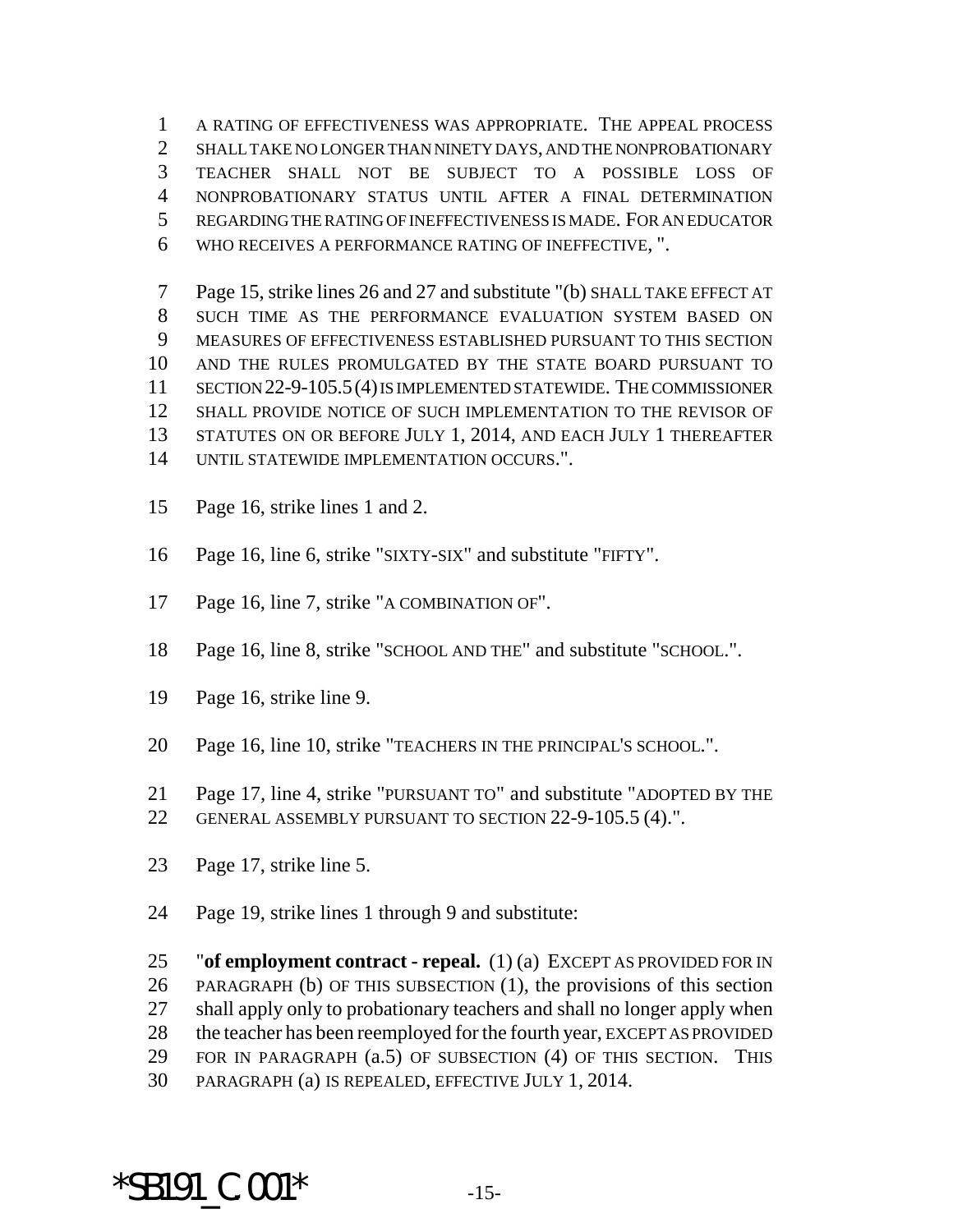1 A RATING OF EFFECTIVENESS WAS APPROPRIATE. THE APPEAL PROCESS
2 SHALL TAKE NO LONGER THAN NINETY DAYS, AND THE NONPROBATIONARY
3 TEACHER SHALL NOT BE SUBJECT TO A POSSIBLE LOSS OF
4 NONPROBATIONARY STATUS UNTIL AFTER A FINAL DETERMINATION
5 REGARDING THE RATING OF INEFFECTIVENESS IS MADE. FOR AN EDUCATOR
6 WHO RECEIVES A PERFORMANCE RATING OF INEFFECTIVE, ".

7 Page 15, strike lines 26 and 27 and substitute "(b) SHALL TAKE EFFECT AT
8 SUCH TIME AS THE PERFORMANCE EVALUATION SYSTEM BASED ON
9 MEASURES OF EFFECTIVENESS ESTABLISHED PURSUANT TO THIS SECTION
10 AND THE RULES PROMULGATED BY THE STATE BOARD PURSUANT TO
11 SECTION 22-9-105.5 (4) IS IMPLEMENTED STATEWIDE. THE COMMISSIONER
12 SHALL PROVIDE NOTICE OF SUCH IMPLEMENTATION TO THE REVISOR OF
13 STATUTES ON OR BEFORE JULY 1, 2014, AND EACH JULY 1 THEREAFTER
14 UNTIL STATEWIDE IMPLEMENTATION OCCURS.".

15 Page 16, strike lines 1 and 2.

16 Page 16, line 6, strike "SIXTY-SIX" and substitute "FIFTY".

17 Page 16, line 7, strike "A COMBINATION OF".

18 Page 16, line 8, strike "SCHOOL AND THE" and substitute "SCHOOL.".

19 Page 16, strike line 9.

20 Page 16, line 10, strike "TEACHERS IN THE PRINCIPAL'S SCHOOL.".

21 Page 17, line 4, strike "PURSUANT TO" and substitute "ADOPTED BY THE
22 GENERAL ASSEMBLY PURSUANT TO SECTION 22-9-105.5 (4).".

23 Page 17, strike line 5.

24 Page 19, strike lines 1 through 9 and substitute:

25 "**of employment contract - repeal.** (1) (a) EXCEPT AS PROVIDED FOR IN
26 PARAGRAPH (b) OF THIS SUBSECTION (1), the provisions of this section
27 shall apply only to probationary teachers and shall no longer apply when
28 the teacher has been reemployed for the fourth year, EXCEPT AS PROVIDED
29 FOR IN PARAGRAPH (a.5) OF SUBSECTION (4) OF THIS SECTION. THIS
30 PARAGRAPH (a) IS REPEALED, EFFECTIVE JULY 1, 2014.

*SB191_C.001*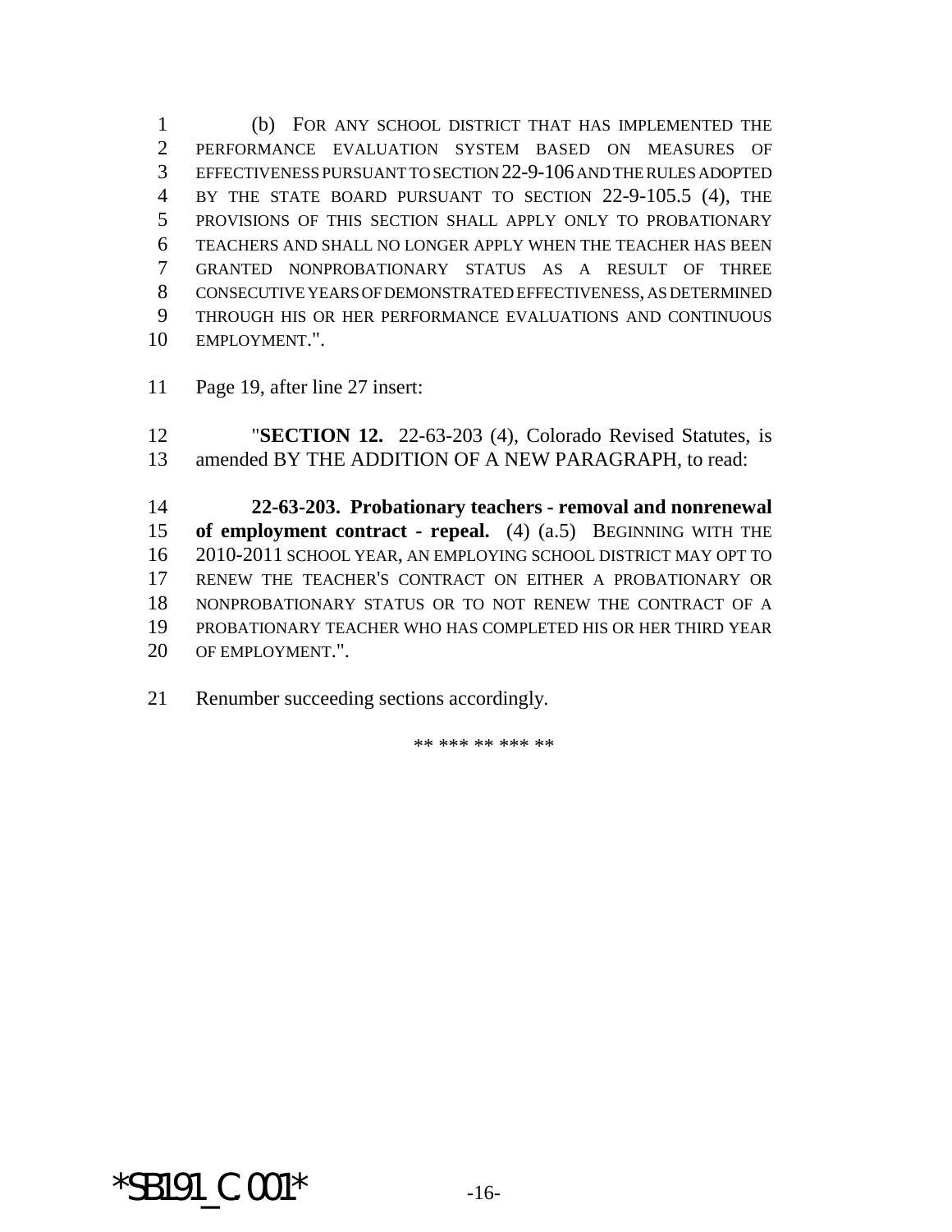(b) FOR ANY SCHOOL DISTRICT THAT HAS IMPLEMENTED THE PERFORMANCE EVALUATION SYSTEM BASED ON MEASURES OF EFFECTIVENESS PURSUANT TO SECTION 22-9-106 AND THE RULES ADOPTED BY THE STATE BOARD PURSUANT TO SECTION 22-9-105.5 (4), THE PROVISIONS OF THIS SECTION SHALL APPLY ONLY TO PROBATIONARY TEACHERS AND SHALL NO LONGER APPLY WHEN THE TEACHER HAS BEEN GRANTED NONPROBATIONARY STATUS AS A RESULT OF THREE CONSECUTIVE YEARS OF DEMONSTRATED EFFECTIVENESS, AS DETERMINED THROUGH HIS OR HER PERFORMANCE EVALUATIONS AND CONTINUOUS EMPLOYMENT.".

Page 19, after line 27 insert:

"**SECTION 12.** 22-63-203 (4), Colorado Revised Statutes, is amended BY THE ADDITION OF A NEW PARAGRAPH, to read:

**22-63-203. Probationary teachers - removal and nonrenewal of employment contract - repeal.** (4) (a.5) BEGINNING WITH THE 2010-2011 SCHOOL YEAR, AN EMPLOYING SCHOOL DISTRICT MAY OPT TO RENEW THE TEACHER'S CONTRACT ON EITHER A PROBATIONARY OR NONPROBATIONARY STATUS OR TO NOT RENEW THE CONTRACT OF A PROBATIONARY TEACHER WHO HAS COMPLETED HIS OR HER THIRD YEAR OF EMPLOYMENT.".

Renumber succeeding sections accordingly.

** *** ** *** **

*SB191_C.001*